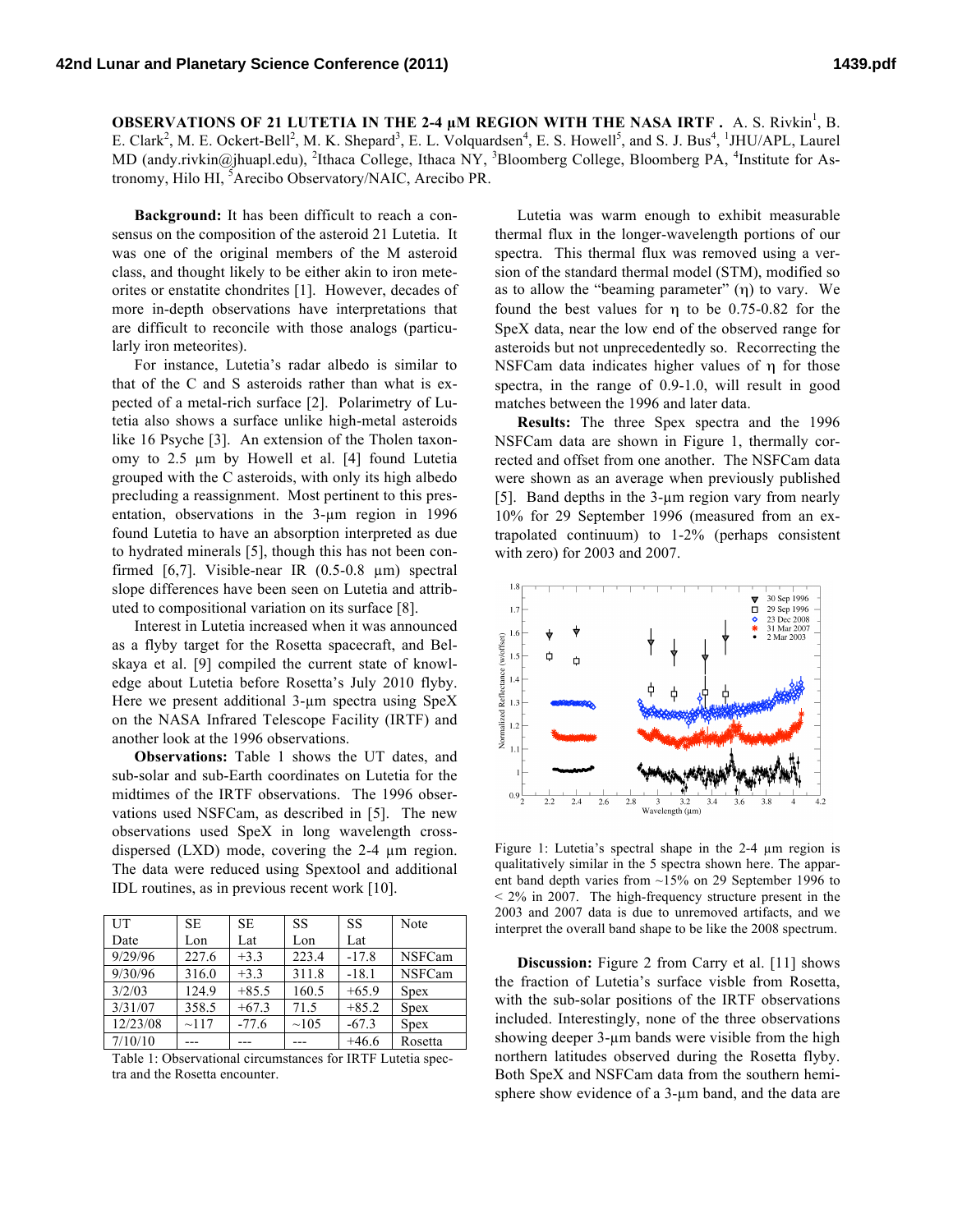**OBSERVATIONS OF 21 LUTETIA IN THE 2-4 µM REGION WITH THE NASA IRTF .** A. S. Rivkin[1], B. E. Clark[2], M. E. Ockert-Bell[2], M. K. Shepard[3], E. L. Volquardsen[4], E. S. Howell[5], and S. J. Bus[4], [1]JHU/APL, Laurel MD (andy.rivkin@jhuapl.edu), [2]Ithaca College, Ithaca NY, [3]Bloomberg College, Bloomberg PA, [4]Institute for Astronomy, Hilo HI, [5]Arecibo Observatory/NAIC, Arecibo PR.

**Background:** It has been difficult to reach a consensus on the composition of the asteroid 21 Lutetia. It was one of the original members of the M asteroid class, and thought likely to be either akin to iron meteorites or enstatite chondrites [1]. However, decades of more in-depth observations have interpretations that are difficult to reconcile with those analogs (particularly iron meteorites).

For instance, Lutetia's radar albedo is similar to that of the C and S asteroids rather than what is expected of a metal-rich surface [2]. Polarimetry of Lutetia also shows a surface unlike high-metal asteroids like 16 Psyche [3]. An extension of the Tholen taxonomy to 2.5 µm by Howell et al. [4] found Lutetia grouped with the C asteroids, with only its high albedo precluding a reassignment. Most pertinent to this presentation, observations in the 3-µm region in 1996 found Lutetia to have an absorption interpreted as due to hydrated minerals [5], though this has not been confirmed [6,7]. Visible-near IR (0.5-0.8 µm) spectral slope differences have been seen on Lutetia and attributed to compositional variation on its surface [8].

Interest in Lutetia increased when it was announced as a flyby target for the Rosetta spacecraft, and Belskaya et al. [9] compiled the current state of knowledge about Lutetia before Rosetta's July 2010 flyby. Here we present additional 3-µm spectra using SpeX on the NASA Infrared Telescope Facility (IRTF) and another look at the 1996 observations.

**Observations:** Table 1 shows the UT dates, and sub-solar and sub-Earth coordinates on Lutetia for the midtimes of the IRTF observations. The 1996 observations used NSFCam, as described in [5]. The new observations used SpeX in long wavelength cross-dispersed (LXD) mode, covering the 2-4 µm region. The data were reduced using Spextool and additional IDL routines, as in previous recent work [10].

| UT Date | SE Lon | SE Lat | SS Lon | SS Lat | Note |
|---|---|---|---|---|---|
| 9/29/96 | 227.6 | +3.3 | 223.4 | -17.8 | NSFCam |
| 9/30/96 | 316.0 | +3.3 | 311.8 | -18.1 | NSFCam |
| 3/2/03 | 124.9 | +85.5 | 160.5 | +65.9 | Spex |
| 3/31/07 | 358.5 | +67.3 | 71.5 | +85.2 | Spex |
| 12/23/08 | ~117 | -77.6 | ~105 | -67.3 | Spex |
| 7/10/10 | --- | --- | --- | +46.6 | Rosetta |

Table 1: Observational circumstances for IRTF Lutetia spectra and the Rosetta encounter.

Lutetia was warm enough to exhibit measurable thermal flux in the longer-wavelength portions of our spectra. This thermal flux was removed using a version of the standard thermal model (STM), modified so as to allow the "beaming parameter" ($\eta$) to vary. We found the best values for $\eta$ to be 0.75-0.82 for the SpeX data, near the low end of the observed range for asteroids but not unprecedentedly so. Recorrecting the NSFCam data indicates higher values of $\eta$ for those spectra, in the range of 0.9-1.0, will result in good matches between the 1996 and later data.

**Results:** The three Spex spectra and the 1996 NSFCam data are shown in Figure 1, thermally corrected and offset from one another. The NSFCam data were shown as an average when previously published [5]. Band depths in the 3-µm region vary from nearly 10% for 29 September 1996 (measured from an extrapolated continuum) to 1-2% (perhaps consistent with zero) for 2003 and 2007.

Figure 1: Lutetia's spectral shape in the 2-4 µm region is qualitatively similar in the 5 spectra shown here. The apparent band depth varies from ~15% on 29 September 1996 to < 2% in 2007. The high-frequency structure present in the 2003 and 2007 data is due to unremoved artifacts, and we interpret the overall band shape to be like the 2008 spectrum.

**Discussion:** Figure 2 from Carry et al. [11] shows the fraction of Lutetia's surface visble from Rosetta, with the sub-solar positions of the IRTF observations included. Interestingly, none of the three observations showing deeper 3-µm bands were visible from the high northern latitudes observed during the Rosetta flyby. Both SpeX and NSFCam data from the southern hemisphere show evidence of a 3-µm band, and the data are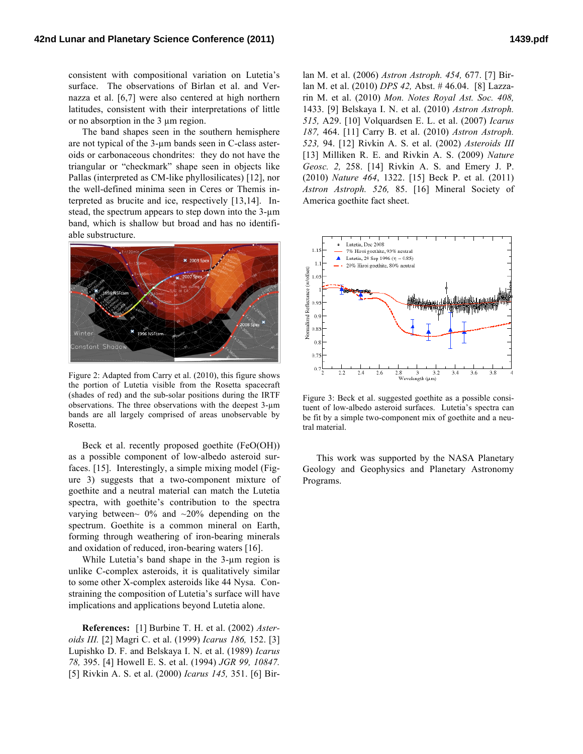consistent with compositional variation on Lutetia's surface. The observations of Birlan et al. and Vernazza et al. [6,7] were also centered at high northern latitudes, consistent with their interpretations of little or no absorption in the 3 µm region.

The band shapes seen in the southern hemisphere are not typical of the 3-µm bands seen in C-class asteroids or carbonaceous chondrites: they do not have the triangular or "checkmark" shape seen in objects like Pallas (interpreted as CM-like phyllosilicates) [12], nor the well-defined minima seen in Ceres or Themis interpreted as brucite and ice, respectively [13,14]. Instead, the spectrum appears to step down into the 3-µm band, which is shallow but broad and has no identifiable substructure.

Figure 2: Adapted from Carry et al. (2010), this figure shows the portion of Lutetia visible from the Rosetta spacecraft (shades of red) and the sub-solar positions during the IRTF observations. The three observations with the deepest 3-µm bands are all largely comprised of areas unobservable by Rosetta.

Beck et al. recently proposed goethite (FeO(OH)) as a possible component of low-albedo asteroid surfaces. [15]. Interestingly, a simple mixing model (Figure 3) suggests that a two-component mixture of goethite and a neutral material can match the Lutetia spectra, with goethite's contribution to the spectra varying between~ 0% and ~20% depending on the spectrum. Goethite is a common mineral on Earth, forming through weathering of iron-bearing minerals and oxidation of reduced, iron-bearing waters [16].

While Lutetia's band shape in the 3-µm region is unlike C-complex asteroids, it is qualitatively similar to some other X-complex asteroids like 44 Nysa. Constraining the composition of Lutetia's surface will have implications and applications beyond Lutetia alone.

**References:** [1] Burbine T. H. et al. (2002) *Asteroids III.* [2] Magri C. et al. (1999) *Icarus 186,* 152. [3] Lupishko D. F. and Belskaya I. N. et al. (1989) *Icarus 78,* 395. [4] Howell E. S. et al. (1994) *JGR 99, 10847.* [5] Rivkin A. S. et al. (2000) *Icarus 145,* 351. [6] Birlan M. et al. (2006) *Astron Astroph. 454,* 677. [7] Birlan M. et al. (2010) *DPS 42,* Abst. # 46.04. [8] Lazzarin M. et al. (2010) *Mon. Notes Royal Ast. Soc. 408,* 1433. [9] Belskaya I. N. et al. (2010) *Astron Astroph. 515,* A29. [10] Volquardsen E. L. et al. (2007) *Icarus 187,* 464. [11] Carry B. et al. (2010) *Astron Astroph. 523,* 94. [12] Rivkin A. S. et al. (2002) *Asteroids III* [13] Milliken R. E. and Rivkin A. S. (2009) *Nature Geosc. 2,* 258. [14] Rivkin A. S. and Emery J. P. (2010) *Nature 464*, 1322. [15] Beck P. et al. (2011) *Astron Astroph. 526,* 85. [16] Mineral Society of America goethite fact sheet.

Figure 3: Beck et al. suggested goethite as a possible consituent of low-albedo asteroid surfaces. Lutetia's spectra can be fit by a simple two-component mix of goethite and a neutral material.

This work was supported by the NASA Planetary Geology and Geophysics and Planetary Astronomy Programs.